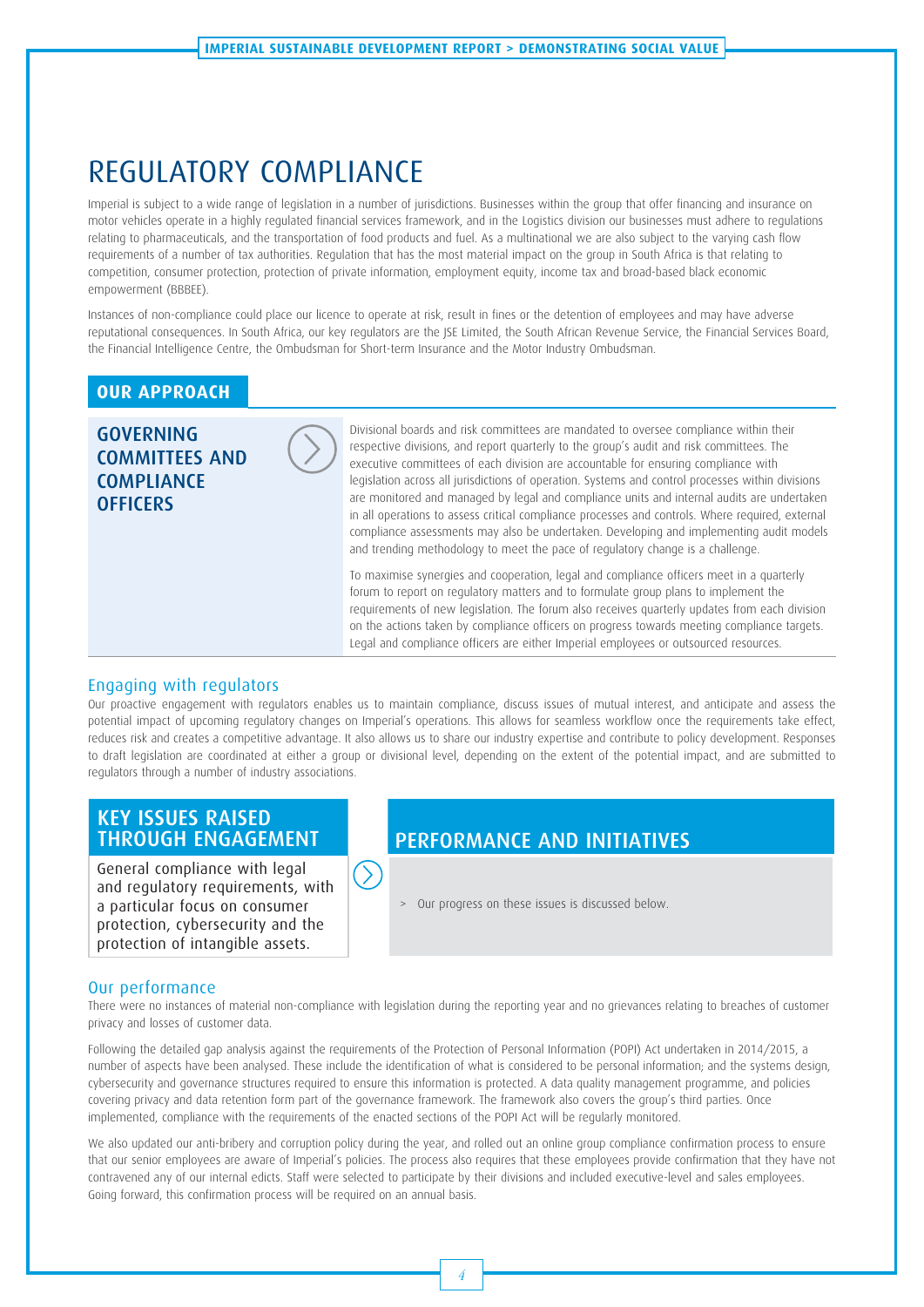# REGULATORY COMPLIANCE

Imperial is subject to a wide range of legislation in a number of jurisdictions. Businesses within the group that offer financing and insurance on motor vehicles operate in a highly regulated financial services framework, and in the Logistics division our businesses must adhere to regulations relating to pharmaceuticals, and the transportation of food products and fuel. As a multinational we are also subject to the varying cash flow requirements of a number of tax authorities. Regulation that has the most material impact on the group in South Africa is that relating to competition, consumer protection, protection of private information, employment equity, income tax and broad-based black economic empowerment (BBBEE).

Instances of non-compliance could place our licence to operate at risk, result in fines or the detention of employees and may have adverse reputational consequences. In South Africa, our key regulators are the JSE Limited, the South African Revenue Service, the Financial Services Board, the Financial Intelligence Centre, the Ombudsman for Short-term Insurance and the Motor Industry Ombudsman.

## OUR APPROACH

### GOVERNING COMMITTEES AND COMPLIANCE OFFICERS

Divisional boards and risk committees are mandated to oversee compliance within their respective divisions, and report quarterly to the group's audit and risk committees. The executive committees of each division are accountable for ensuring compliance with legislation across all jurisdictions of operation. Systems and control processes within divisions are monitored and managed by legal and compliance units and internal audits are undertaken in all operations to assess critical compliance processes and controls. Where required, external compliance assessments may also be undertaken. Developing and implementing audit models and trending methodology to meet the pace of regulatory change is a challenge.

To maximise synergies and cooperation, legal and compliance officers meet in a quarterly forum to report on regulatory matters and to formulate group plans to implement the requirements of new legislation. The forum also receives quarterly updates from each division on the actions taken by compliance officers on progress towards meeting compliance targets. Legal and compliance officers are either Imperial employees or outsourced resources.

### Engaging with regulators

Our proactive engagement with regulators enables us to maintain compliance, discuss issues of mutual interest, and anticipate and assess the potential impact of upcoming regulatory changes on Imperial's operations. This allows for seamless workflow once the requirements take effect, reduces risk and creates a competitive advantage. It also allows us to share our industry expertise and contribute to policy development. Responses to draft legislation are coordinated at either a group or divisional level, depending on the extent of the potential impact, and are submitted to regulators through a number of industry associations.

### KEY ISSUES RAISED THROUGH ENGAGEMENT

General compliance with legal and regulatory requirements, with a particular focus on consumer protection, cybersecurity and the protection of intangible assets.

### PERFORMANCE AND INITIATIVES

> Our progress on these issues is discussed below.

### Our performance

There were no instances of material non-compliance with legislation during the reporting year and no grievances relating to breaches of customer privacy and losses of customer data.

Following the detailed gap analysis against the requirements of the Protection of Personal Information (POPI) Act undertaken in 2014/2015, a number of aspects have been analysed. These include the identification of what is considered to be personal information; and the systems design, cybersecurity and governance structures required to ensure this information is protected. A data quality management programme, and policies covering privacy and data retention form part of the governance framework. The framework also covers the group's third parties. Once implemented, compliance with the requirements of the enacted sections of the POPI Act will be regularly monitored.

We also updated our anti-bribery and corruption policy during the year, and rolled out an online group compliance confirmation process to ensure that our senior employees are aware of Imperial's policies. The process also requires that these employees provide confirmation that they have not contravened any of our internal edicts. Staff were selected to participate by their divisions and included executive-level and sales employees. Going forward, this confirmation process will be required on an annual basis.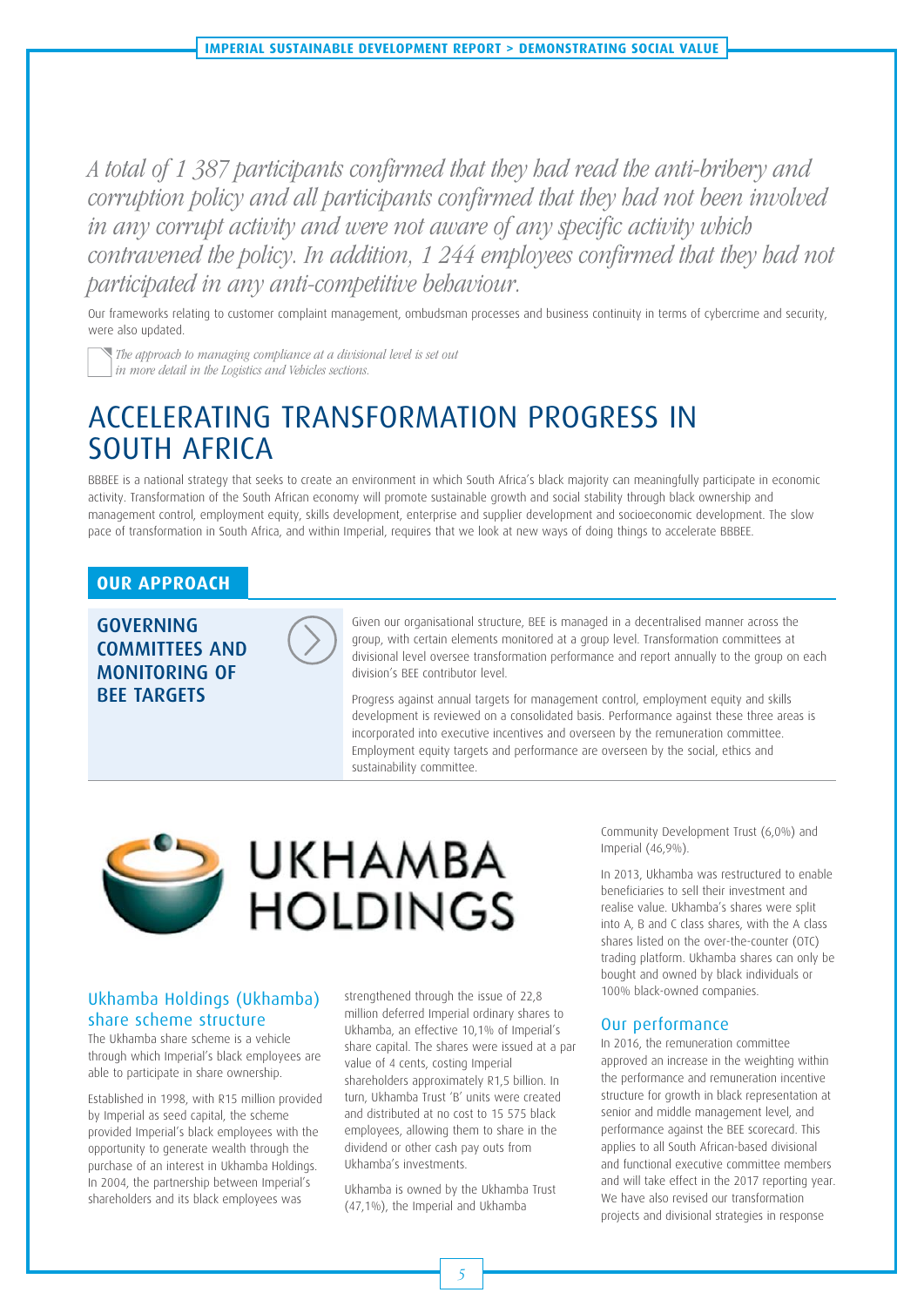*A total of 1 387 participants confirmed that they had read the anti-bribery and corruption policy and all participants confirmed that they had not been involved in any corrupt activity and were not aware of any specific activity which contravened the policy. In addition, 1 244 employees confirmed that they had not participated in any anti-competitive behaviour.*

Our frameworks relating to customer complaint management, ombudsman processes and business continuity in terms of cybercrime and security, were also updated.

*The approach to managing compliance at a divisional level is set out in more detail in the Logistics and Vehicles sections.*

# ACCELERATING TRANSFORMATION PROGRESS IN SOUTH AFRICA

BBBEE is a national strategy that seeks to create an environment in which South Africa's black majority can meaningfully participate in economic activity. Transformation of the South African economy will promote sustainable growth and social stability through black ownership and management control, employment equity, skills development, enterprise and supplier development and socioeconomic development. The slow pace of transformation in South Africa, and within Imperial, requires that we look at new ways of doing things to accelerate BBBEE.

## OUR APPROACH

### GOVERNING COMMITTEES AND MONITORING OF BEE TARGETS

Given our organisational structure, BEE is managed in a decentralised manner across the group, with certain elements monitored at a group level. Transformation committees at divisional level oversee transformation performance and report annually to the group on each division's BEE contributor level.

Progress against annual targets for management control, employment equity and skills development is reviewed on a consolidated basis. Performance against these three areas is incorporated into executive incentives and overseen by the remuneration committee. Employment equity targets and performance are overseen by the social, ethics and sustainability committee.

UKHAMBA HOLDINGS

### Ukhamba Holdings (Ukhamba) share scheme structure

The Ukhamba share scheme is a vehicle through which Imperial's black employees are able to participate in share ownership.

Established in 1998, with R15 million provided by Imperial as seed capital, the scheme provided Imperial's black employees with the opportunity to generate wealth through the purchase of an interest in Ukhamba Holdings. In 2004, the partnership between Imperial's shareholders and its black employees was strengthened through the issue of 22,8 million deferred Imperial ordinary shares to Ukhamba, an effective 10,1% of Imperial's share capital. The shares were issued at a par value of 4 cents, costing Imperial shareholders approximately R1,5 billion. In turn, Ukhamba Trust 'B' units were created and distributed at no cost to 15 575 black employees, allowing them to share in the dividend or other cash pay outs from Ukhamba's investments.

Ukhamba is owned by the Ukhamba Trust (47,1%), the Imperial and Ukhamba Community Development Trust (6,0%) and Imperial (46,9%).

In 2013, Ukhamba was restructured to enable beneficiaries to sell their investment and realise value. Ukhamba's shares were split into A, B and C class shares, with the A class shares listed on the over-the-counter (OTC) trading platform. Ukhamba shares can only be bought and owned by black individuals or 100% black-owned companies.

### Our performance

In 2016, the remuneration committee approved an increase in the weighting within the performance and remuneration incentive structure for growth in black representation at senior and middle management level, and performance against the BEE scorecard. This applies to all South African-based divisional and functional executive committee members and will take effect in the 2017 reporting year. We have also revised our transformation projects and divisional strategies in response